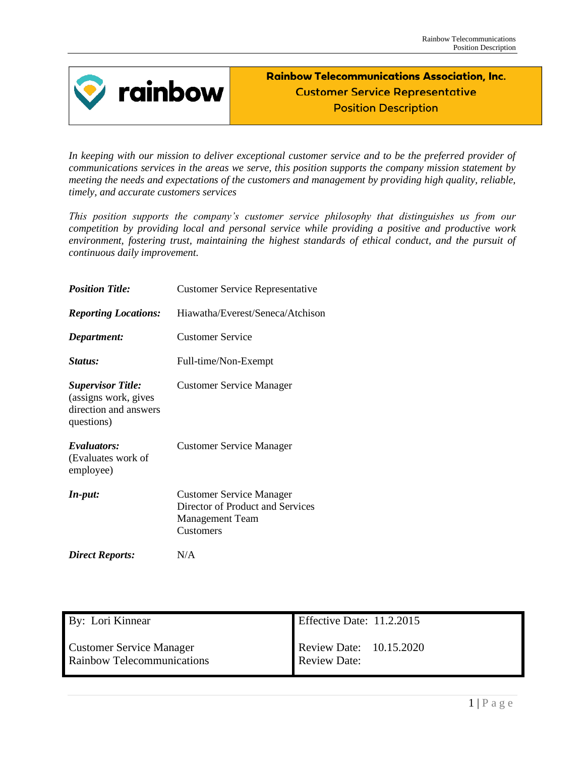# Rainbow Telecommunications Association, Inc.
## Customer Service Representative
## Position Description

*In keeping with our mission to deliver exceptional customer service and to be the preferred provider of communications services in the areas we serve, this position supports the company mission statement by meeting the needs and expectations of the customers and management by providing high quality, reliable, timely, and accurate customers services*

*This position supports the company's customer service philosophy that distinguishes us from our competition by providing local and personal service while providing a positive and productive work environment, fostering trust, maintaining the highest standards of ethical conduct, and the pursuit of continuous daily improvement.*

***Position Title:*** Customer Service Representative

***Reporting Locations:*** Hiawatha/Everest/Seneca/Atchison

***Department:*** Customer Service

***Status:*** Full-time/Non-Exempt

***Supervisor Title:*** (assigns work, gives direction and answers questions) Customer Service Manager

***Evaluators:*** (Evaluates work of employee) Customer Service Manager

***In-put:***
Customer Service Manager
Director of Product and Services
Management Team
Customers

***Direct Reports:*** N/A

| By: Lori Kinnear | Effective Date: 11.2.2015 |
|---|---|
| Customer Service Manager<br>Rainbow Telecommunications | Review Date: 10.15.2020<br>Review Date: |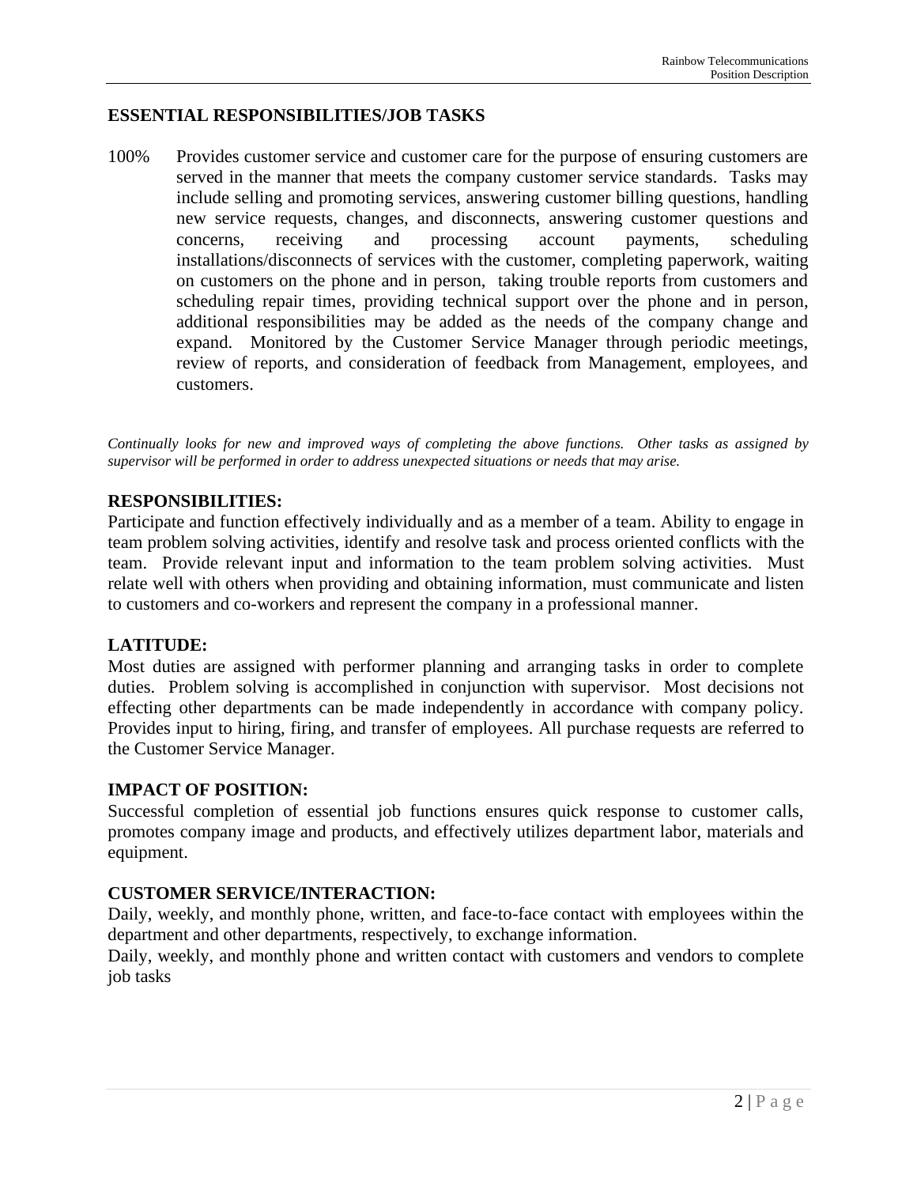## ESSENTIAL RESPONSIBILITIES/JOB TASKS

100% Provides customer service and customer care for the purpose of ensuring customers are served in the manner that meets the company customer service standards. Tasks may include selling and promoting services, answering customer billing questions, handling new service requests, changes, and disconnects, answering customer questions and concerns, receiving and processing account payments, scheduling installations/disconnects of services with the customer, completing paperwork, waiting on customers on the phone and in person, taking trouble reports from customers and scheduling repair times, providing technical support over the phone and in person, additional responsibilities may be added as the needs of the company change and expand. Monitored by the Customer Service Manager through periodic meetings, review of reports, and consideration of feedback from Management, employees, and customers.

*Continually looks for new and improved ways of completing the above functions. Other tasks as assigned by supervisor will be performed in order to address unexpected situations or needs that may arise.*

## RESPONSIBILITIES:

Participate and function effectively individually and as a member of a team. Ability to engage in team problem solving activities, identify and resolve task and process oriented conflicts with the team. Provide relevant input and information to the team problem solving activities. Must relate well with others when providing and obtaining information, must communicate and listen to customers and co-workers and represent the company in a professional manner.

## LATITUDE:

Most duties are assigned with performer planning and arranging tasks in order to complete duties. Problem solving is accomplished in conjunction with supervisor. Most decisions not effecting other departments can be made independently in accordance with company policy. Provides input to hiring, firing, and transfer of employees. All purchase requests are referred to the Customer Service Manager.

## IMPACT OF POSITION:

Successful completion of essential job functions ensures quick response to customer calls, promotes company image and products, and effectively utilizes department labor, materials and equipment.

## CUSTOMER SERVICE/INTERACTION:

Daily, weekly, and monthly phone, written, and face-to-face contact with employees within the department and other departments, respectively, to exchange information.

Daily, weekly, and monthly phone and written contact with customers and vendors to complete job tasks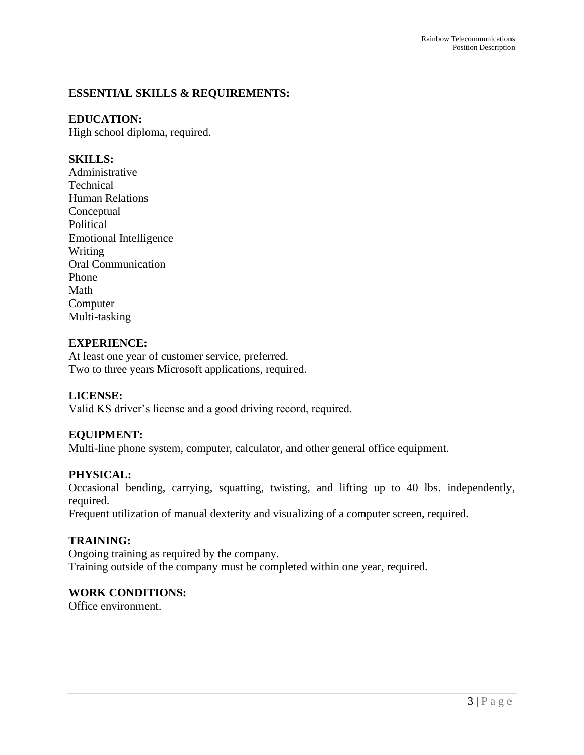## ESSENTIAL SKILLS & REQUIREMENTS:

### EDUCATION:

High school diploma, required.

### SKILLS:

Administrative
Technical
Human Relations
Conceptual
Political
Emotional Intelligence
Writing
Oral Communication
Phone
Math
Computer
Multi-tasking

### EXPERIENCE:

At least one year of customer service, preferred.
Two to three years Microsoft applications, required.

### LICENSE:

Valid KS driver's license and a good driving record, required.

### EQUIPMENT:

Multi-line phone system, computer, calculator, and other general office equipment.

### PHYSICAL:

Occasional bending, carrying, squatting, twisting, and lifting up to 40 lbs. independently, required.
Frequent utilization of manual dexterity and visualizing of a computer screen, required.

### TRAINING:

Ongoing training as required by the company.
Training outside of the company must be completed within one year, required.

### WORK CONDITIONS:

Office environment.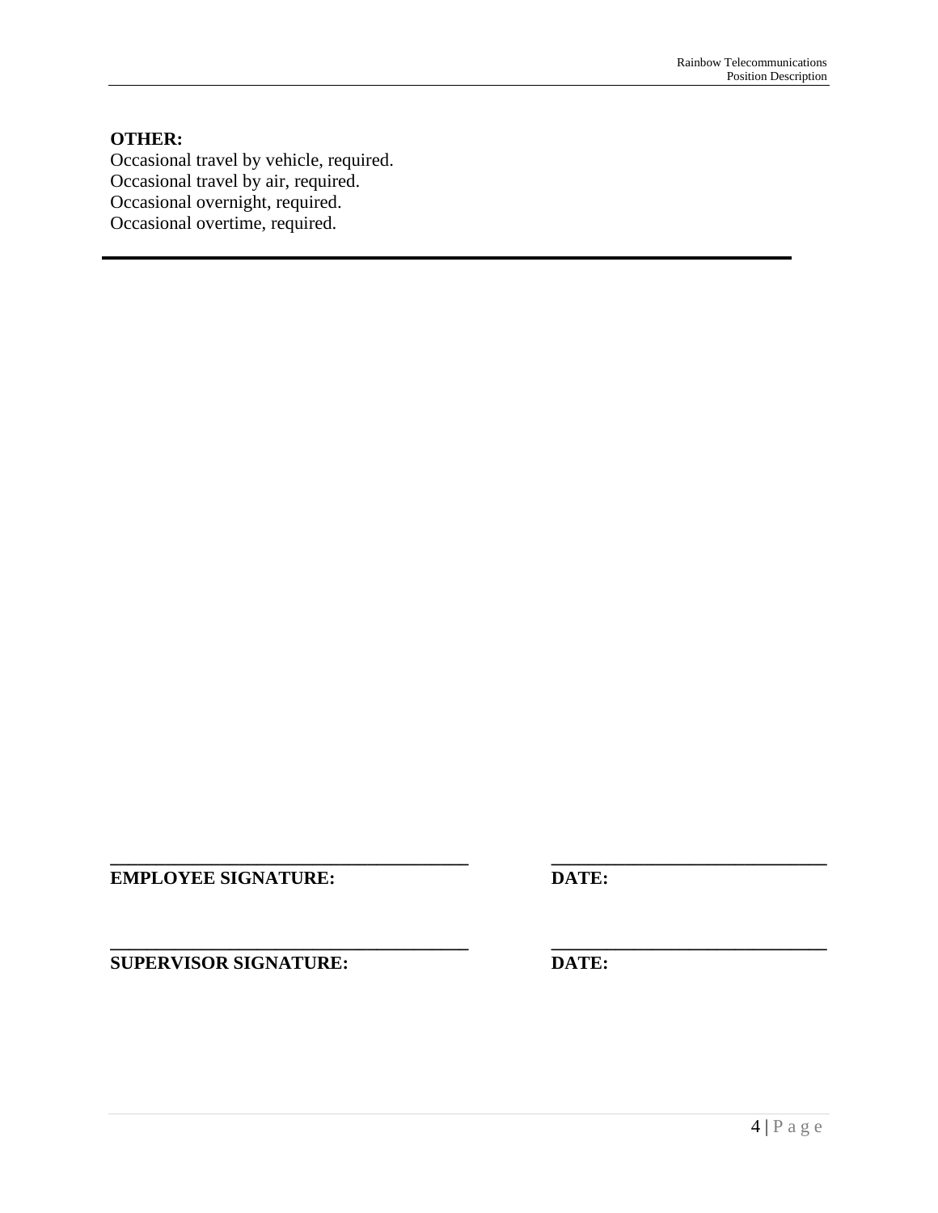**OTHER:**

Occasional travel by vehicle, required.
Occasional travel by air, required.
Occasional overnight, required.
Occasional overtime, required.

---

| | |
|---|---|
| ______________________________________ | ______________________________ |
| **EMPLOYEE SIGNATURE:** | **DATE:** |
| ______________________________________ | ______________________________ |
| **SUPERVISOR SIGNATURE:** | **DATE:** |